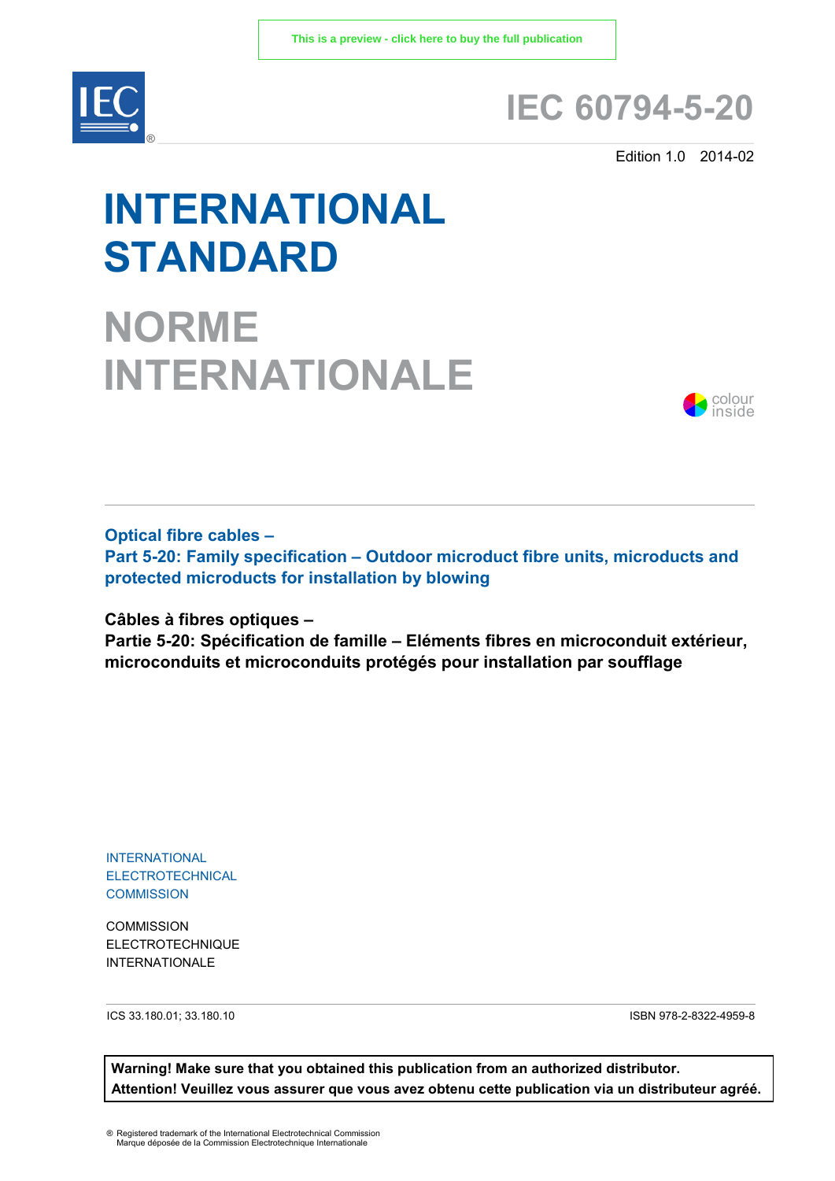This is a preview - click here to buy the full publication

# IEC 60794-5-20

Edition 1.0 2014-02

# INTERNATIONAL STANDARD

# NORME INTERNATIONALE

colour inside

## Optical fibre cables –
## Part 5-20: Family specification – Outdoor microduct fibre units, microducts and protected microducts for installation by blowing

## Câbles à fibres optiques –
## Partie 5-20: Spécification de famille – Eléments fibres en microconduit extérieur, microconduits et microconduits protégés pour installation par soufflage

INTERNATIONAL ELECTROTECHNICAL COMMISSION

COMMISSION ELECTROTECHNIQUE INTERNATIONALE

ICS 33.180.01; 33.180.10

ISBN 978-2-8322-4959-8

**Warning! Make sure that you obtained this publication from an authorized distributor.**
**Attention! Veuillez vous assurer que vous avez obtenu cette publication via un distributeur agréé.**

® Registered trademark of the International Electrotechnical Commission
Marque déposée de la Commission Electrotechnique Internationale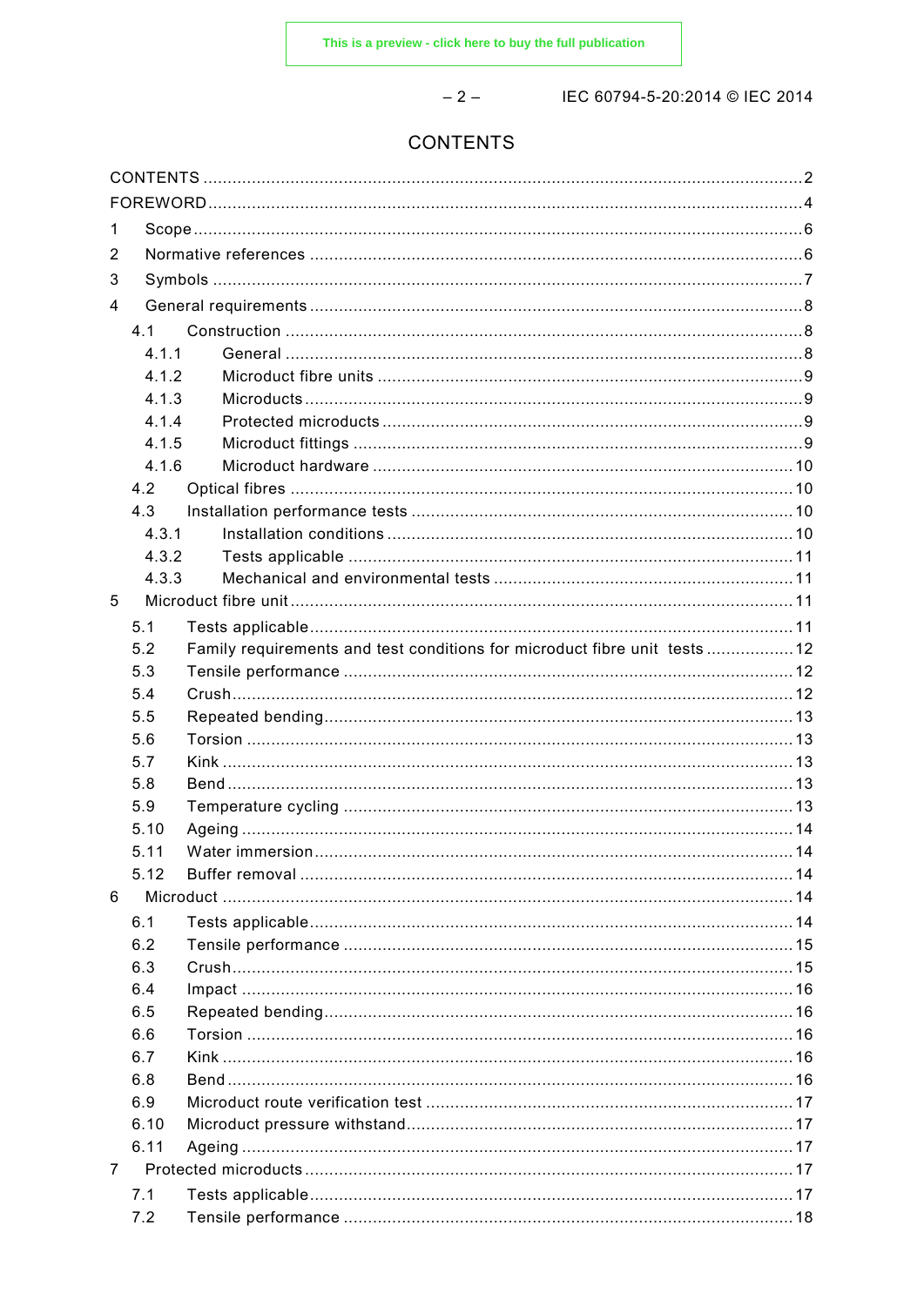# CONTENTS

CONTENTS ........ 2
FOREWORD ........ 4
1 Scope ........ 6
2 Normative references ........ 6
3 Symbols ........ 7
4 General requirements ........ 8
  4.1 Construction ........ 8
    4.1.1 General ........ 8
    4.1.2 Microduct fibre units ........ 9
    4.1.3 Microducts ........ 9
    4.1.4 Protected microducts ........ 9
    4.1.5 Microduct fittings ........ 9
    4.1.6 Microduct hardware ........ 10
  4.2 Optical fibres ........ 10
  4.3 Installation performance tests ........ 10
    4.3.1 Installation conditions ........ 10
    4.3.2 Tests applicable ........ 11
    4.3.3 Mechanical and environmental tests ........ 11
5 Microduct fibre unit ........ 11
  5.1 Tests applicable ........ 11
  5.2 Family requirements and test conditions for microduct fibre unit tests ........ 12
  5.3 Tensile performance ........ 12
  5.4 Crush ........ 12
  5.5 Repeated bending ........ 13
  5.6 Torsion ........ 13
  5.7 Kink ........ 13
  5.8 Bend ........ 13
  5.9 Temperature cycling ........ 13
  5.10 Ageing ........ 14
  5.11 Water immersion ........ 14
  5.12 Buffer removal ........ 14
6 Microduct ........ 14
  6.1 Tests applicable ........ 14
  6.2 Tensile performance ........ 15
  6.3 Crush ........ 15
  6.4 Impact ........ 16
  6.5 Repeated bending ........ 16
  6.6 Torsion ........ 16
  6.7 Kink ........ 16
  6.8 Bend ........ 16
  6.9 Microduct route verification test ........ 17
  6.10 Microduct pressure withstand ........ 17
  6.11 Ageing ........ 17
7 Protected microducts ........ 17
  7.1 Tests applicable ........ 17
  7.2 Tensile performance ........ 18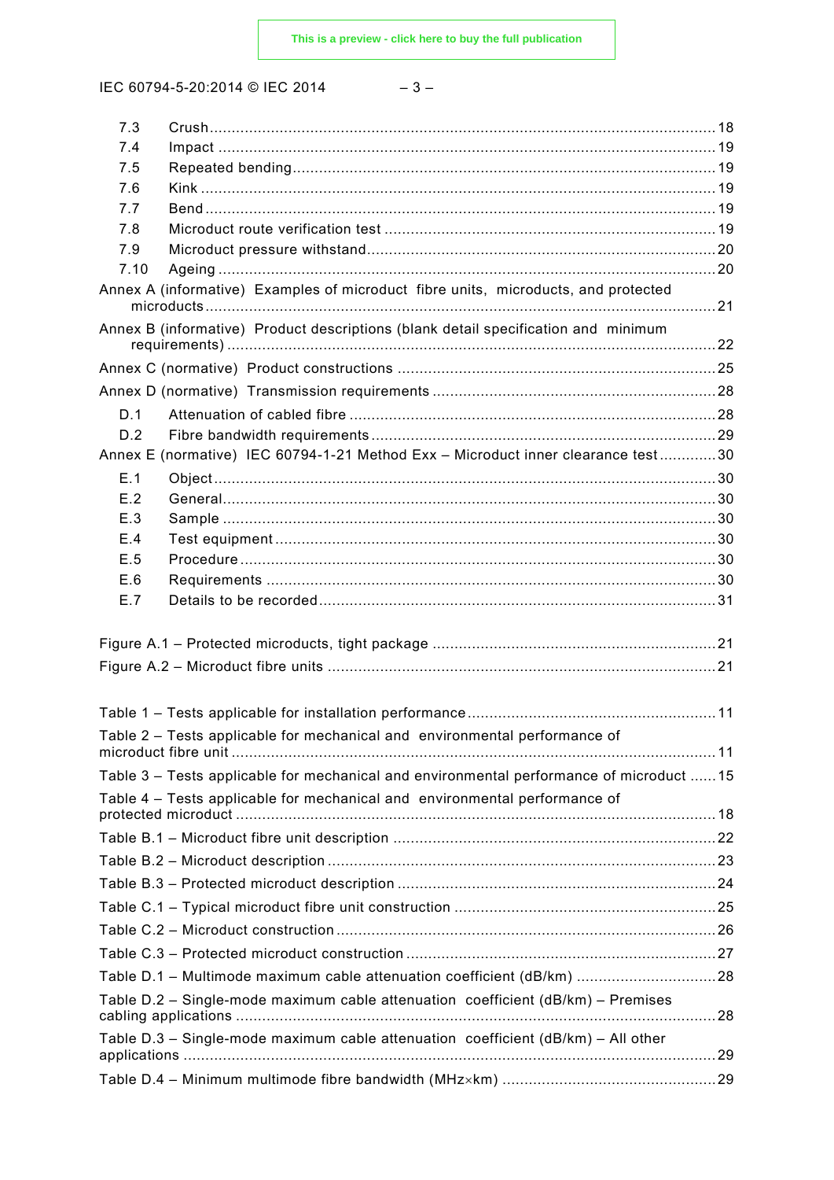7.3 Crush ... 18
7.4 Impact ... 19
7.5 Repeated bending ... 19
7.6 Kink ... 19
7.7 Bend ... 19
7.8 Microduct route verification test ... 19
7.9 Microduct pressure withstand ... 20
7.10 Ageing ... 20

Annex A (informative) Examples of microduct fibre units, microducts, and protected microducts ... 21

Annex B (informative) Product descriptions (blank detail specification and minimum requirements) ... 22

Annex C (normative) Product constructions ... 25

Annex D (normative) Transmission requirements ... 28

D.1 Attenuation of cabled fibre ... 28
D.2 Fibre bandwidth requirements ... 29

Annex E (normative) IEC 60794-1-21 Method Exx – Microduct inner clearance test ... 30

E.1 Object ... 30
E.2 General ... 30
E.3 Sample ... 30
E.4 Test equipment ... 30
E.5 Procedure ... 30
E.6 Requirements ... 30
E.7 Details to be recorded ... 31

Figure A.1 – Protected microducts, tight package ... 21

Figure A.2 – Microduct fibre units ... 21

Table 1 – Tests applicable for installation performance ... 11

Table 2 – Tests applicable for mechanical and environmental performance of microduct fibre unit ... 11

Table 3 – Tests applicable for mechanical and environmental performance of microduct ... 15

Table 4 – Tests applicable for mechanical and environmental performance of protected microduct ... 18

Table B.1 – Microduct fibre unit description ... 22

Table B.2 – Microduct description ... 23

Table B.3 – Protected microduct description ... 24

Table C.1 – Typical microduct fibre unit construction ... 25

Table C.2 – Microduct construction ... 26

Table C.3 – Protected microduct construction ... 27

Table D.1 – Multimode maximum cable attenuation coefficient (dB/km) ... 28

Table D.2 – Single-mode maximum cable attenuation coefficient (dB/km) – Premises cabling applications ... 28

Table D.3 – Single-mode maximum cable attenuation coefficient (dB/km) – All other applications ... 29

Table D.4 – Minimum multimode fibre bandwidth (MHz×km) ... 29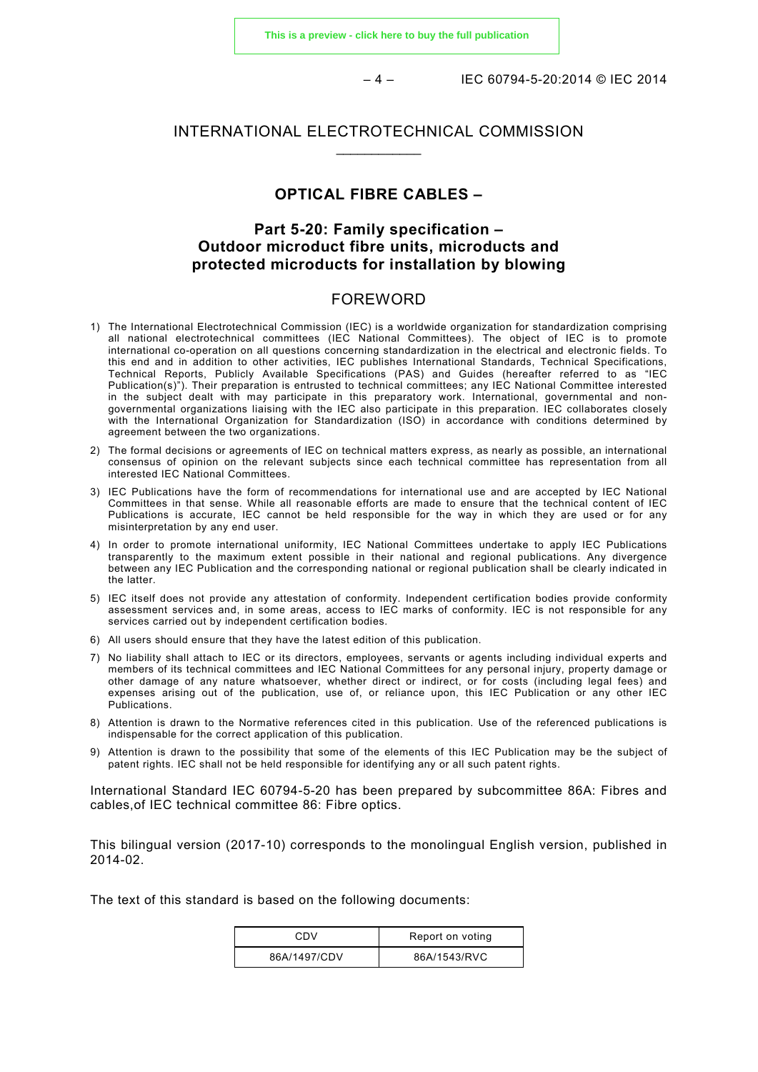# INTERNATIONAL ELECTROTECHNICAL COMMISSION

\_\_\_\_\_\_\_\_\_\_\_\_

## OPTICAL FIBRE CABLES –

## Part 5-20: Family specification – Outdoor microduct fibre units, microducts and protected microducts for installation by blowing

## FOREWORD

1) The International Electrotechnical Commission (IEC) is a worldwide organization for standardization comprising all national electrotechnical committees (IEC National Committees). The object of IEC is to promote international co-operation on all questions concerning standardization in the electrical and electronic fields. To this end and in addition to other activities, IEC publishes International Standards, Technical Specifications, Technical Reports, Publicly Available Specifications (PAS) and Guides (hereafter referred to as "IEC Publication(s)"). Their preparation is entrusted to technical committees; any IEC National Committee interested in the subject dealt with may participate in this preparatory work. International, governmental and non-governmental organizations liaising with the IEC also participate in this preparation. IEC collaborates closely with the International Organization for Standardization (ISO) in accordance with conditions determined by agreement between the two organizations.
2) The formal decisions or agreements of IEC on technical matters express, as nearly as possible, an international consensus of opinion on the relevant subjects since each technical committee has representation from all interested IEC National Committees.
3) IEC Publications have the form of recommendations for international use and are accepted by IEC National Committees in that sense. While all reasonable efforts are made to ensure that the technical content of IEC Publications is accurate, IEC cannot be held responsible for the way in which they are used or for any misinterpretation by any end user.
4) In order to promote international uniformity, IEC National Committees undertake to apply IEC Publications transparently to the maximum extent possible in their national and regional publications. Any divergence between any IEC Publication and the corresponding national or regional publication shall be clearly indicated in the latter.
5) IEC itself does not provide any attestation of conformity. Independent certification bodies provide conformity assessment services and, in some areas, access to IEC marks of conformity. IEC is not responsible for any services carried out by independent certification bodies.
6) All users should ensure that they have the latest edition of this publication.
7) No liability shall attach to IEC or its directors, employees, servants or agents including individual experts and members of its technical committees and IEC National Committees for any personal injury, property damage or other damage of any nature whatsoever, whether direct or indirect, or for costs (including legal fees) and expenses arising out of the publication, use of, or reliance upon, this IEC Publication or any other IEC Publications.
8) Attention is drawn to the Normative references cited in this publication. Use of the referenced publications is indispensable for the correct application of this publication.
9) Attention is drawn to the possibility that some of the elements of this IEC Publication may be the subject of patent rights. IEC shall not be held responsible for identifying any or all such patent rights.

International Standard IEC 60794-5-20 has been prepared by subcommittee 86A: Fibres and cables,of IEC technical committee 86: Fibre optics.

This bilingual version (2017-10) corresponds to the monolingual English version, published in 2014-02.

The text of this standard is based on the following documents:

| CDV | Report on voting |
|---|---|
| 86A/1497/CDV | 86A/1543/RVC |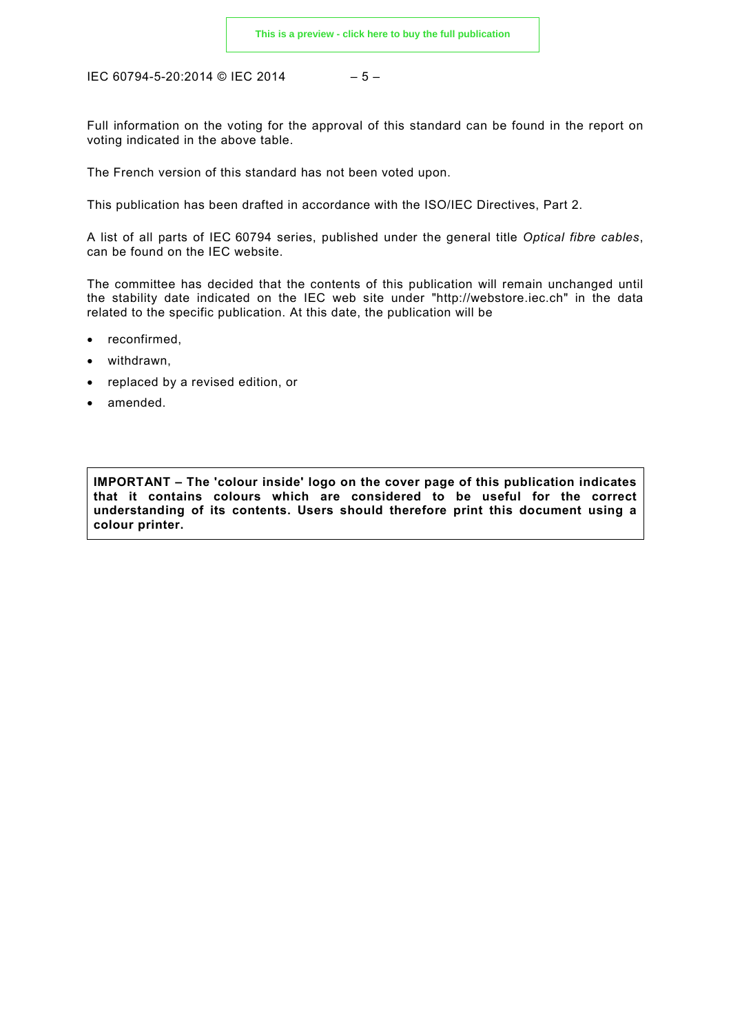Full information on the voting for the approval of this standard can be found in the report on voting indicated in the above table.

The French version of this standard has not been voted upon.

This publication has been drafted in accordance with the ISO/IEC Directives, Part 2.

A list of all parts of IEC 60794 series, published under the general title *Optical fibre cables*, can be found on the IEC website.

The committee has decided that the contents of this publication will remain unchanged until the stability date indicated on the IEC web site under "http://webstore.iec.ch" in the data related to the specific publication. At this date, the publication will be

- reconfirmed,
- withdrawn,
- replaced by a revised edition, or
- amended.

**IMPORTANT – The 'colour inside' logo on the cover page of this publication indicates that it contains colours which are considered to be useful for the correct understanding of its contents. Users should therefore print this document using a colour printer.**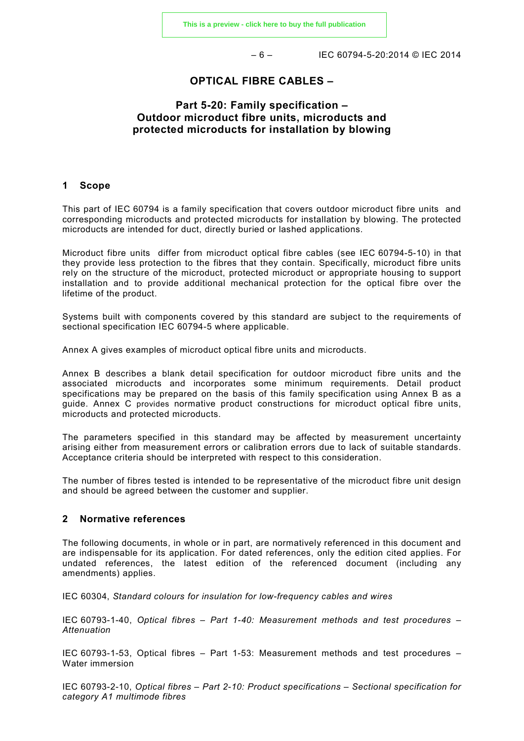# OPTICAL FIBRE CABLES –

## Part 5-20: Family specification – Outdoor microduct fibre units, microducts and protected microducts for installation by blowing

## 1 Scope

This part of IEC 60794 is a family specification that covers outdoor microduct fibre units and corresponding microducts and protected microducts for installation by blowing. The protected microducts are intended for duct, directly buried or lashed applications.

Microduct fibre units differ from microduct optical fibre cables (see IEC 60794-5-10) in that they provide less protection to the fibres that they contain. Specifically, microduct fibre units rely on the structure of the microduct, protected microduct or appropriate housing to support installation and to provide additional mechanical protection for the optical fibre over the lifetime of the product.

Systems built with components covered by this standard are subject to the requirements of sectional specification IEC 60794-5 where applicable.

Annex A gives examples of microduct optical fibre units and microducts.

Annex B describes a blank detail specification for outdoor microduct fibre units and the associated microducts and incorporates some minimum requirements. Detail product specifications may be prepared on the basis of this family specification using Annex B as a guide. Annex C provides normative product constructions for microduct optical fibre units, microducts and protected microducts.

The parameters specified in this standard may be affected by measurement uncertainty arising either from measurement errors or calibration errors due to lack of suitable standards. Acceptance criteria should be interpreted with respect to this consideration.

The number of fibres tested is intended to be representative of the microduct fibre unit design and should be agreed between the customer and supplier.

## 2 Normative references

The following documents, in whole or in part, are normatively referenced in this document and are indispensable for its application. For dated references, only the edition cited applies. For undated references, the latest edition of the referenced document (including any amendments) applies.

IEC 60304, *Standard colours for insulation for low-frequency cables and wires*

IEC 60793-1-40, *Optical fibres – Part 1-40: Measurement methods and test procedures – Attenuation*

IEC 60793-1-53, Optical fibres – Part 1-53: Measurement methods and test procedures – Water immersion

IEC 60793-2-10, *Optical fibres – Part 2-10: Product specifications – Sectional specification for category A1 multimode fibres*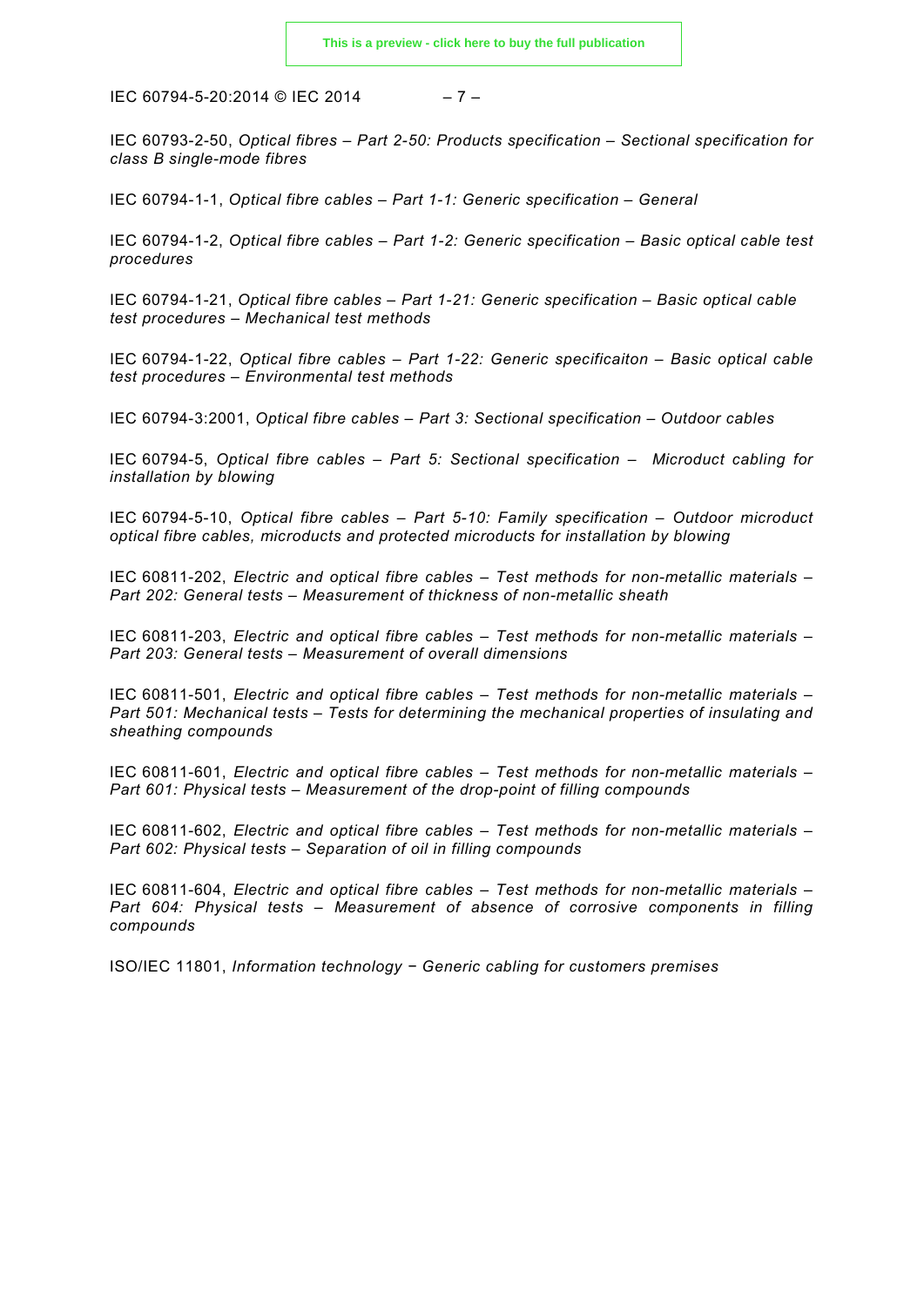IEC 60793-2-50, *Optical fibres – Part 2-50: Products specification – Sectional specification for class B single-mode fibres*

IEC 60794-1-1, *Optical fibre cables – Part 1-1: Generic specification – General*

IEC 60794-1-2, *Optical fibre cables – Part 1-2: Generic specification – Basic optical cable test procedures*

IEC 60794-1-21, *Optical fibre cables – Part 1-21: Generic specification – Basic optical cable test procedures – Mechanical test methods*

IEC 60794-1-22, *Optical fibre cables – Part 1-22: Generic specificaiton – Basic optical cable test procedures – Environmental test methods*

IEC 60794-3:2001, *Optical fibre cables – Part 3: Sectional specification – Outdoor cables*

IEC 60794-5, *Optical fibre cables – Part 5: Sectional specification – Microduct cabling for installation by blowing*

IEC 60794-5-10, *Optical fibre cables – Part 5-10: Family specification – Outdoor microduct optical fibre cables, microducts and protected microducts for installation by blowing*

IEC 60811-202, *Electric and optical fibre cables – Test methods for non-metallic materials – Part 202: General tests – Measurement of thickness of non-metallic sheath*

IEC 60811-203, *Electric and optical fibre cables – Test methods for non-metallic materials – Part 203: General tests – Measurement of overall dimensions*

IEC 60811-501, *Electric and optical fibre cables – Test methods for non-metallic materials – Part 501: Mechanical tests – Tests for determining the mechanical properties of insulating and sheathing compounds*

IEC 60811-601, *Electric and optical fibre cables – Test methods for non-metallic materials – Part 601: Physical tests – Measurement of the drop-point of filling compounds*

IEC 60811-602, *Electric and optical fibre cables – Test methods for non-metallic materials – Part 602: Physical tests – Separation of oil in filling compounds*

IEC 60811-604, *Electric and optical fibre cables – Test methods for non-metallic materials – Part 604: Physical tests – Measurement of absence of corrosive components in filling compounds*

ISO/IEC 11801, *Information technology − Generic cabling for customers premises*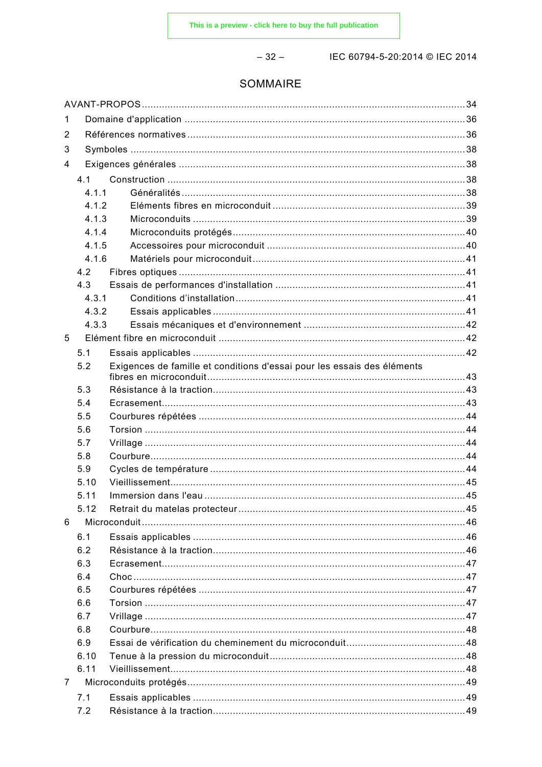# SOMMAIRE

AVANT-PROPOS .................................................................................................................. 34

1 Domaine d'application .................................................................................................. 36

2 Références normatives .................................................................................................. 36

3 Symboles ........................................................................................................................ 38

4 Exigences générales ..................................................................................................... 38

- 4.1 Construction ........................................................................................................... 38
  - 4.1.1 Généralités ...................................................................................................... 38
  - 4.1.2 Eléments fibres en microconduit .................................................................... 39
  - 4.1.3 Microconduits ................................................................................................. 39
  - 4.1.4 Microconduits protégés ................................................................................... 40
  - 4.1.5 Accessoires pour microconduit ....................................................................... 40
  - 4.1.6 Matériels pour microconduit ............................................................................ 41
- 4.2 Fibres optiques ....................................................................................................... 41
- 4.3 Essais de performances d'installation .................................................................... 41
  - 4.3.1 Conditions d'installation .................................................................................. 41
  - 4.3.2 Essais applicables .......................................................................................... 41
  - 4.3.3 Essais mécaniques et d'environnement .......................................................... 42

5 Elément fibre en microconduit ...................................................................................... 42

- 5.1 Essais applicables ................................................................................................. 42
- 5.2 Exigences de famille et conditions d'essai pour les essais des éléments fibres en microconduit ............................................................................................ 43
- 5.3 Résistance à la traction .......................................................................................... 43
- 5.4 Ecrasement ............................................................................................................ 43
- 5.5 Courbures répétées ................................................................................................ 44
- 5.6 Torsion ................................................................................................................... 44
- 5.7 Vrillage ................................................................................................................... 44
- 5.8 Courbure ................................................................................................................ 44
- 5.9 Cycles de température ........................................................................................... 44
- 5.10 Vieillissement ......................................................................................................... 45
- 5.11 Immersion dans l'eau ............................................................................................. 45
- 5.12 Retrait du matelas protecteur ................................................................................. 45

6 Microconduit .................................................................................................................. 46

- 6.1 Essais applicables ................................................................................................. 46
- 6.2 Résistance à la traction .......................................................................................... 46
- 6.3 Ecrasement ............................................................................................................ 47
- 6.4 Choc ....................................................................................................................... 47
- 6.5 Courbures répétées ................................................................................................ 47
- 6.6 Torsion ................................................................................................................... 47
- 6.7 Vrillage ................................................................................................................... 47
- 6.8 Courbure ................................................................................................................ 48
- 6.9 Essai de vérification du cheminement du microconduit .......................................... 48
- 6.10 Tenue à la pression du microconduit ...................................................................... 48
- 6.11 Vieillissement ......................................................................................................... 48

7 Microconduits protégés .................................................................................................. 49

- 7.1 Essais applicables ................................................................................................. 49
- 7.2 Résistance à la traction .......................................................................................... 49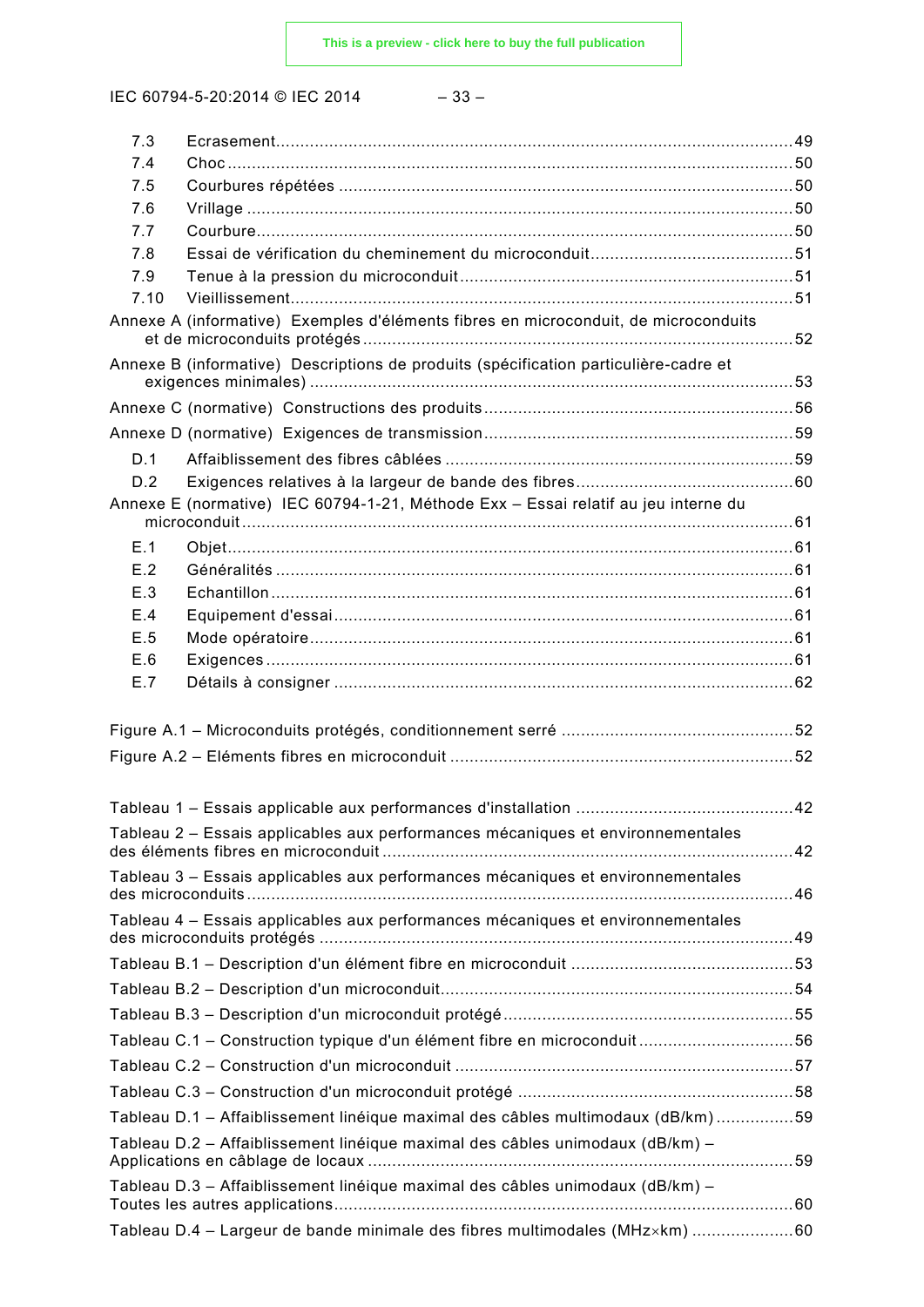7.3 Ecrasement ... 49
7.4 Choc ... 50
7.5 Courbures répétées ... 50
7.6 Vrillage ... 50
7.7 Courbure ... 50
7.8 Essai de vérification du cheminement du microconduit ... 51
7.9 Tenue à la pression du microconduit ... 51
7.10 Vieillissement ... 51

Annexe A (informative) Exemples d'éléments fibres en microconduit, de microconduits et de microconduits protégés ... 52

Annexe B (informative) Descriptions de produits (spécification particulière-cadre et exigences minimales) ... 53

Annexe C (normative) Constructions des produits ... 56

Annexe D (normative) Exigences de transmission ... 59

D.1 Affaiblissement des fibres câblées ... 59
D.2 Exigences relatives à la largeur de bande des fibres ... 60

Annexe E (normative) IEC 60794-1-21, Méthode Exx – Essai relatif au jeu interne du microconduit ... 61

E.1 Objet ... 61
E.2 Généralités ... 61
E.3 Echantillon ... 61
E.4 Equipement d'essai ... 61
E.5 Mode opératoire ... 61
E.6 Exigences ... 61
E.7 Détails à consigner ... 62

Figure A.1 – Microconduits protégés, conditionnement serré ... 52
Figure A.2 – Eléments fibres en microconduit ... 52

Tableau 1 – Essais applicable aux performances d'installation ... 42
Tableau 2 – Essais applicables aux performances mécaniques et environnementales des éléments fibres en microconduit ... 42
Tableau 3 – Essais applicables aux performances mécaniques et environnementales des microconduits ... 46
Tableau 4 – Essais applicables aux performances mécaniques et environnementales des microconduits protégés ... 49
Tableau B.1 – Description d'un élément fibre en microconduit ... 53
Tableau B.2 – Description d'un microconduit ... 54
Tableau B.3 – Description d'un microconduit protégé ... 55
Tableau C.1 – Construction typique d'un élément fibre en microconduit ... 56
Tableau C.2 – Construction d'un microconduit ... 57
Tableau C.3 – Construction d'un microconduit protégé ... 58
Tableau D.1 – Affaiblissement linéique maximal des câbles multimodaux (dB/km) ... 59
Tableau D.2 – Affaiblissement linéique maximal des câbles unimodaux (dB/km) – Applications en câblage de locaux ... 59
Tableau D.3 – Affaiblissement linéique maximal des câbles unimodaux (dB/km) – Toutes les autres applications ... 60
Tableau D.4 – Largeur de bande minimale des fibres multimodales (MHz×km) ... 60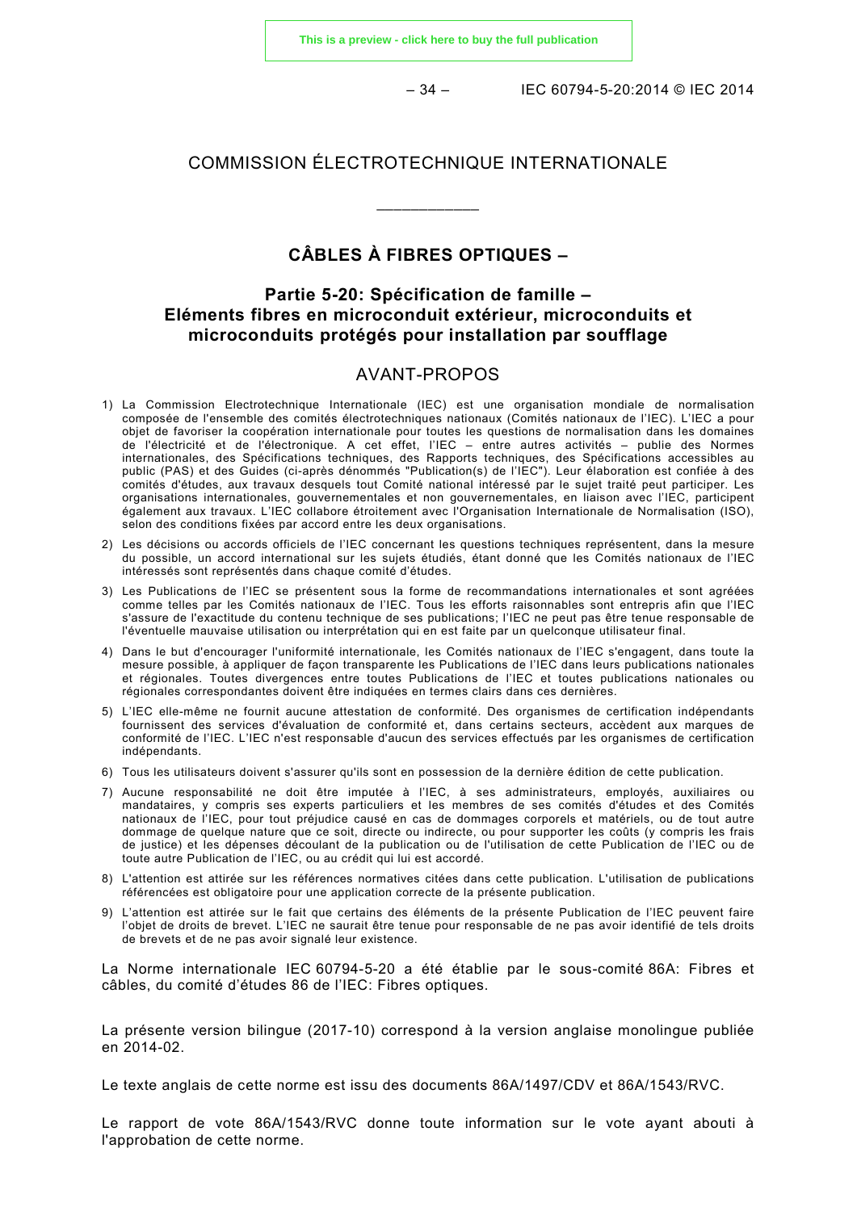# COMMISSION ÉLECTROTECHNIQUE INTERNATIONALE

\_\_\_\_\_\_\_\_\_\_\_\_

## CÂBLES À FIBRES OPTIQUES –

## Partie 5-20: Spécification de famille – Eléments fibres en microconduit extérieur, microconduits et microconduits protégés pour installation par soufflage

## AVANT-PROPOS

1) La Commission Electrotechnique Internationale (IEC) est une organisation mondiale de normalisation composée de l'ensemble des comités électrotechniques nationaux (Comités nationaux de l'IEC). L'IEC a pour objet de favoriser la coopération internationale pour toutes les questions de normalisation dans les domaines de l'électricité et de l'électronique. A cet effet, l'IEC – entre autres activités – publie des Normes internationales, des Spécifications techniques, des Rapports techniques, des Spécifications accessibles au public (PAS) et des Guides (ci-après dénommés "Publication(s) de l'IEC"). Leur élaboration est confiée à des comités d'études, aux travaux desquels tout Comité national intéressé par le sujet traité peut participer. Les organisations internationales, gouvernementales et non gouvernementales, en liaison avec l'IEC, participent également aux travaux. L'IEC collabore étroitement avec l'Organisation Internationale de Normalisation (ISO), selon des conditions fixées par accord entre les deux organisations.
2) Les décisions ou accords officiels de l'IEC concernant les questions techniques représentent, dans la mesure du possible, un accord international sur les sujets étudiés, étant donné que les Comités nationaux de l'IEC intéressés sont représentés dans chaque comité d'études.
3) Les Publications de l'IEC se présentent sous la forme de recommandations internationales et sont agréées comme telles par les Comités nationaux de l'IEC. Tous les efforts raisonnables sont entrepris afin que l'IEC s'assure de l'exactitude du contenu technique de ses publications; l'IEC ne peut pas être tenue responsable de l'éventuelle mauvaise utilisation ou interprétation qui en est faite par un quelconque utilisateur final.
4) Dans le but d'encourager l'uniformité internationale, les Comités nationaux de l'IEC s'engagent, dans toute la mesure possible, à appliquer de façon transparente les Publications de l'IEC dans leurs publications nationales et régionales. Toutes divergences entre toutes Publications de l'IEC et toutes publications nationales ou régionales correspondantes doivent être indiquées en termes clairs dans ces dernières.
5) L'IEC elle-même ne fournit aucune attestation de conformité. Des organismes de certification indépendants fournissent des services d'évaluation de conformité et, dans certains secteurs, accèdent aux marques de conformité de l'IEC. L'IEC n'est responsable d'aucun des services effectués par les organismes de certification indépendants.
6) Tous les utilisateurs doivent s'assurer qu'ils sont en possession de la dernière édition de cette publication.
7) Aucune responsabilité ne doit être imputée à l'IEC, à ses administrateurs, employés, auxiliaires ou mandataires, y compris ses experts particuliers et les membres de ses comités d'études et des Comités nationaux de l'IEC, pour tout préjudice causé en cas de dommages corporels et matériels, ou de tout autre dommage de quelque nature que ce soit, directe ou indirecte, ou pour supporter les coûts (y compris les frais de justice) et les dépenses découlant de la publication ou de l'utilisation de cette Publication de l'IEC ou de toute autre Publication de l'IEC, ou au crédit qui lui est accordé.
8) L'attention est attirée sur les références normatives citées dans cette publication. L'utilisation de publications référencées est obligatoire pour une application correcte de la présente publication.
9) L'attention est attirée sur le fait que certains des éléments de la présente Publication de l'IEC peuvent faire l'objet de droits de brevet. L'IEC ne saurait être tenue pour responsable de ne pas avoir identifié de tels droits de brevets et de ne pas avoir signalé leur existence.

La Norme internationale IEC 60794-5-20 a été établie par le sous-comité 86A: Fibres et câbles, du comité d'études 86 de l'IEC: Fibres optiques.

La présente version bilingue (2017-10) correspond à la version anglaise monolingue publiée en 2014-02.

Le texte anglais de cette norme est issu des documents 86A/1497/CDV et 86A/1543/RVC.

Le rapport de vote 86A/1543/RVC donne toute information sur le vote ayant abouti à l'approbation de cette norme.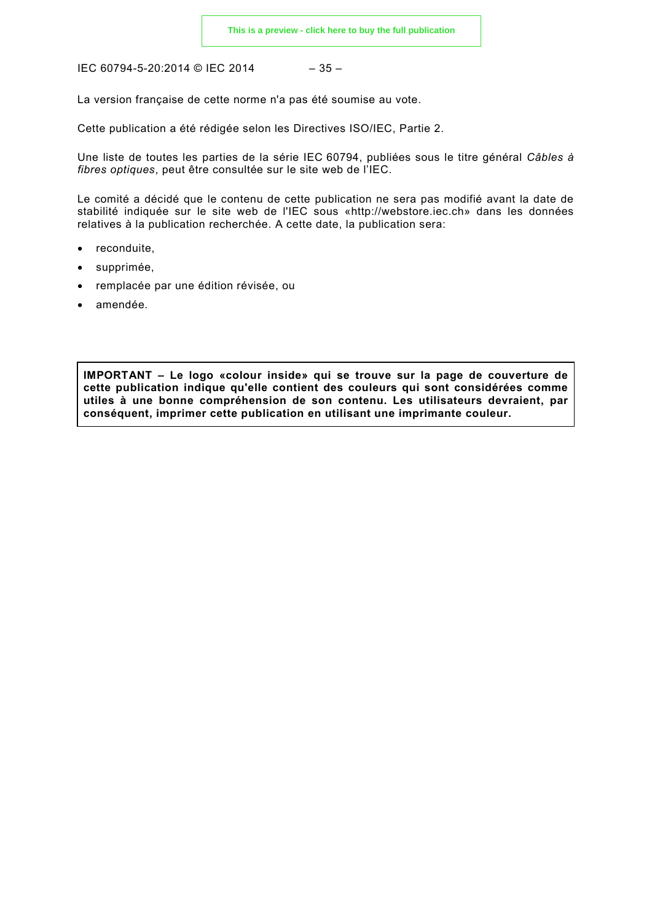La version française de cette norme n'a pas été soumise au vote.

Cette publication a été rédigée selon les Directives ISO/IEC, Partie 2.

Une liste de toutes les parties de la série IEC 60794, publiées sous le titre général *Câbles à fibres optiques*, peut être consultée sur le site web de l'IEC.

Le comité a décidé que le contenu de cette publication ne sera pas modifié avant la date de stabilité indiquée sur le site web de l'IEC sous «http://webstore.iec.ch» dans les données relatives à la publication recherchée. A cette date, la publication sera:

- reconduite,
- supprimée,
- remplacée par une édition révisée, ou
- amendée.

**IMPORTANT – Le logo «colour inside» qui se trouve sur la page de couverture de cette publication indique qu'elle contient des couleurs qui sont considérées comme utiles à une bonne compréhension de son contenu. Les utilisateurs devraient, par conséquent, imprimer cette publication en utilisant une imprimante couleur.**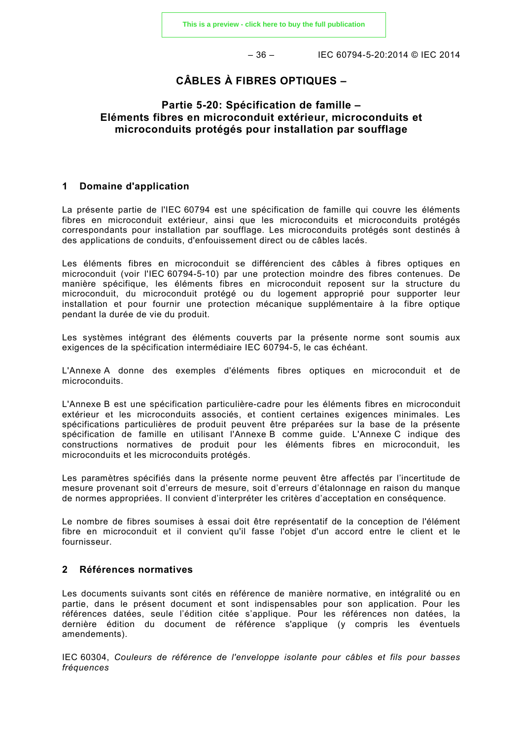# CÂBLES À FIBRES OPTIQUES –

## Partie 5-20: Spécification de famille – Eléments fibres en microconduit extérieur, microconduits et microconduits protégés pour installation par soufflage

## 1 Domaine d'application

La présente partie de l'IEC 60794 est une spécification de famille qui couvre les éléments fibres en microconduit extérieur, ainsi que les microconduits et microconduits protégés correspondants pour installation par soufflage. Les microconduits protégés sont destinés à des applications de conduits, d'enfouissement direct ou de câbles lacés.

Les éléments fibres en microconduit se différencient des câbles à fibres optiques en microconduit (voir l'IEC 60794-5-10) par une protection moindre des fibres contenues. De manière spécifique, les éléments fibres en microconduit reposent sur la structure du microconduit, du microconduit protégé ou du logement approprié pour supporter leur installation et pour fournir une protection mécanique supplémentaire à la fibre optique pendant la durée de vie du produit.

Les systèmes intégrant des éléments couverts par la présente norme sont soumis aux exigences de la spécification intermédiaire IEC 60794-5, le cas échéant.

L'Annexe A donne des exemples d'éléments fibres optiques en microconduit et de microconduits.

L'Annexe B est une spécification particulière-cadre pour les éléments fibres en microconduit extérieur et les microconduits associés, et contient certaines exigences minimales. Les spécifications particulières de produit peuvent être préparées sur la base de la présente spécification de famille en utilisant l'Annexe B comme guide. L'Annexe C indique des constructions normatives de produit pour les éléments fibres en microconduit, les microconduits et les microconduits protégés.

Les paramètres spécifiés dans la présente norme peuvent être affectés par l'incertitude de mesure provenant soit d'erreurs de mesure, soit d'erreurs d'étalonnage en raison du manque de normes appropriées. Il convient d'interpréter les critères d'acceptation en conséquence.

Le nombre de fibres soumises à essai doit être représentatif de la conception de l'élément fibre en microconduit et il convient qu'il fasse l'objet d'un accord entre le client et le fournisseur.

## 2 Références normatives

Les documents suivants sont cités en référence de manière normative, en intégralité ou en partie, dans le présent document et sont indispensables pour son application. Pour les références datées, seule l'édition citée s'applique. Pour les références non datées, la dernière édition du document de référence s'applique (y compris les éventuels amendements).

IEC 60304, *Couleurs de référence de l'enveloppe isolante pour câbles et fils pour basses fréquences*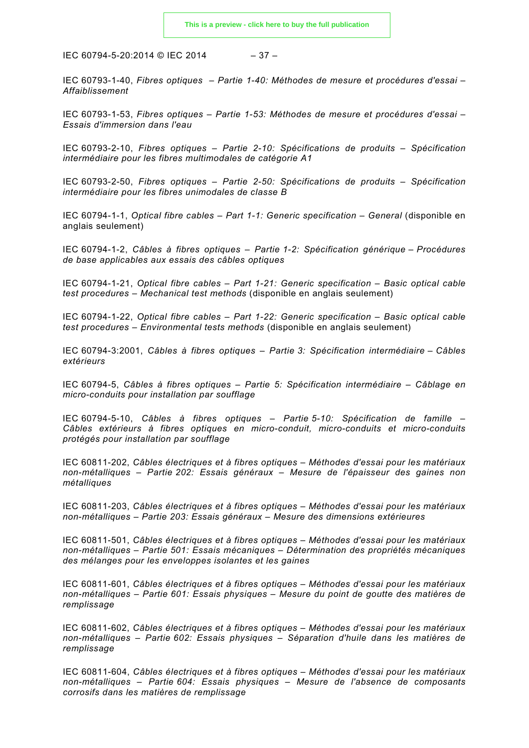IEC 60793-1-40, *Fibres optiques – Partie 1-40: Méthodes de mesure et procédures d'essai – Affaiblissement*

IEC 60793-1-53, *Fibres optiques – Partie 1-53: Méthodes de mesure et procédures d'essai – Essais d'immersion dans l'eau*

IEC 60793-2-10, *Fibres optiques – Partie 2-10: Spécifications de produits – Spécification intermédiaire pour les fibres multimodales de catégorie A1*

IEC 60793-2-50, *Fibres optiques – Partie 2-50: Spécifications de produits – Spécification intermédiaire pour les fibres unimodales de classe B*

IEC 60794-1-1, *Optical fibre cables – Part 1-1: Generic specification – General* (disponible en anglais seulement)

IEC 60794-1-2, *Câbles à fibres optiques – Partie 1-2: Spécification générique – Procédures de base applicables aux essais des câbles optiques*

IEC 60794-1-21, *Optical fibre cables – Part 1-21: Generic specification – Basic optical cable test procedures – Mechanical test methods* (disponible en anglais seulement)

IEC 60794-1-22, *Optical fibre cables – Part 1-22: Generic specification – Basic optical cable test procedures – Environmental tests methods* (disponible en anglais seulement)

IEC 60794-3:2001, *Câbles à fibres optiques – Partie 3: Spécification intermédiaire – Câbles extérieurs*

IEC 60794-5, *Câbles à fibres optiques – Partie 5: Spécification intermédiaire – Câblage en micro-conduits pour installation par soufflage*

IEC 60794-5-10, *Câbles à fibres optiques – Partie 5-10: Spécification de famille – Câbles extérieurs à fibres optiques en micro-conduit, micro-conduits et micro-conduits protégés pour installation par soufflage*

IEC 60811-202, *Câbles électriques et à fibres optiques – Méthodes d'essai pour les matériaux non-métalliques – Partie 202: Essais généraux – Mesure de l'épaisseur des gaines non métalliques*

IEC 60811-203, *Câbles électriques et à fibres optiques – Méthodes d'essai pour les matériaux non-métalliques – Partie 203: Essais généraux – Mesure des dimensions extérieures*

IEC 60811-501, *Câbles électriques et à fibres optiques – Méthodes d'essai pour les matériaux non-métalliques – Partie 501: Essais mécaniques – Détermination des propriétés mécaniques des mélanges pour les enveloppes isolantes et les gaines*

IEC 60811-601, *Câbles électriques et à fibres optiques – Méthodes d'essai pour les matériaux non-métalliques – Partie 601: Essais physiques – Mesure du point de goutte des matières de remplissage*

IEC 60811-602, *Câbles électriques et à fibres optiques – Méthodes d'essai pour les matériaux non-métalliques – Partie 602: Essais physiques – Séparation d'huile dans les matières de remplissage*

IEC 60811-604, *Câbles électriques et à fibres optiques – Méthodes d'essai pour les matériaux non-métalliques – Partie 604: Essais physiques – Mesure de l'absence de composants corrosifs dans les matières de remplissage*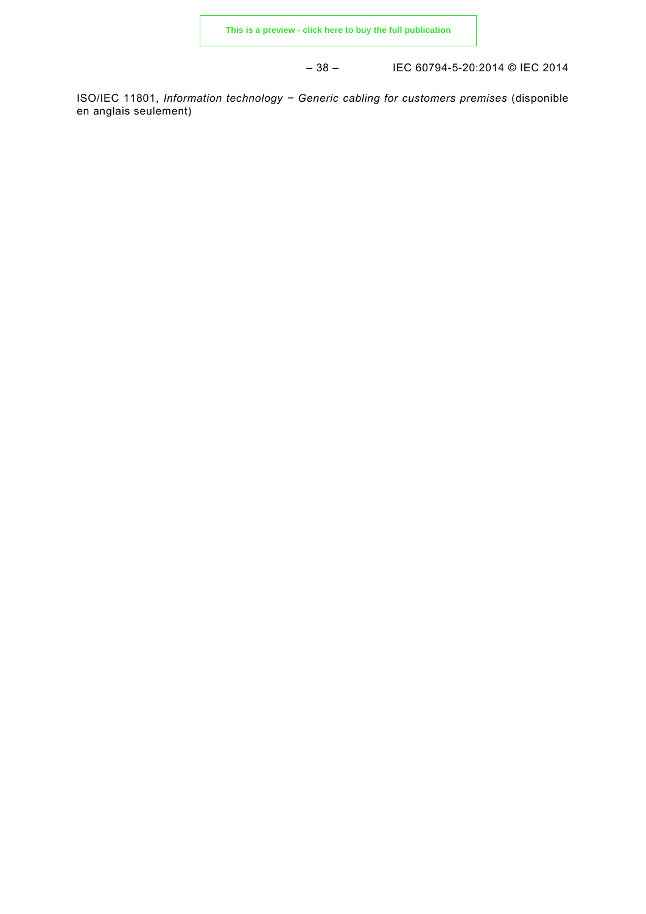ISO/IEC 11801, *Information technology − Generic cabling for customers premises* (disponible en anglais seulement)